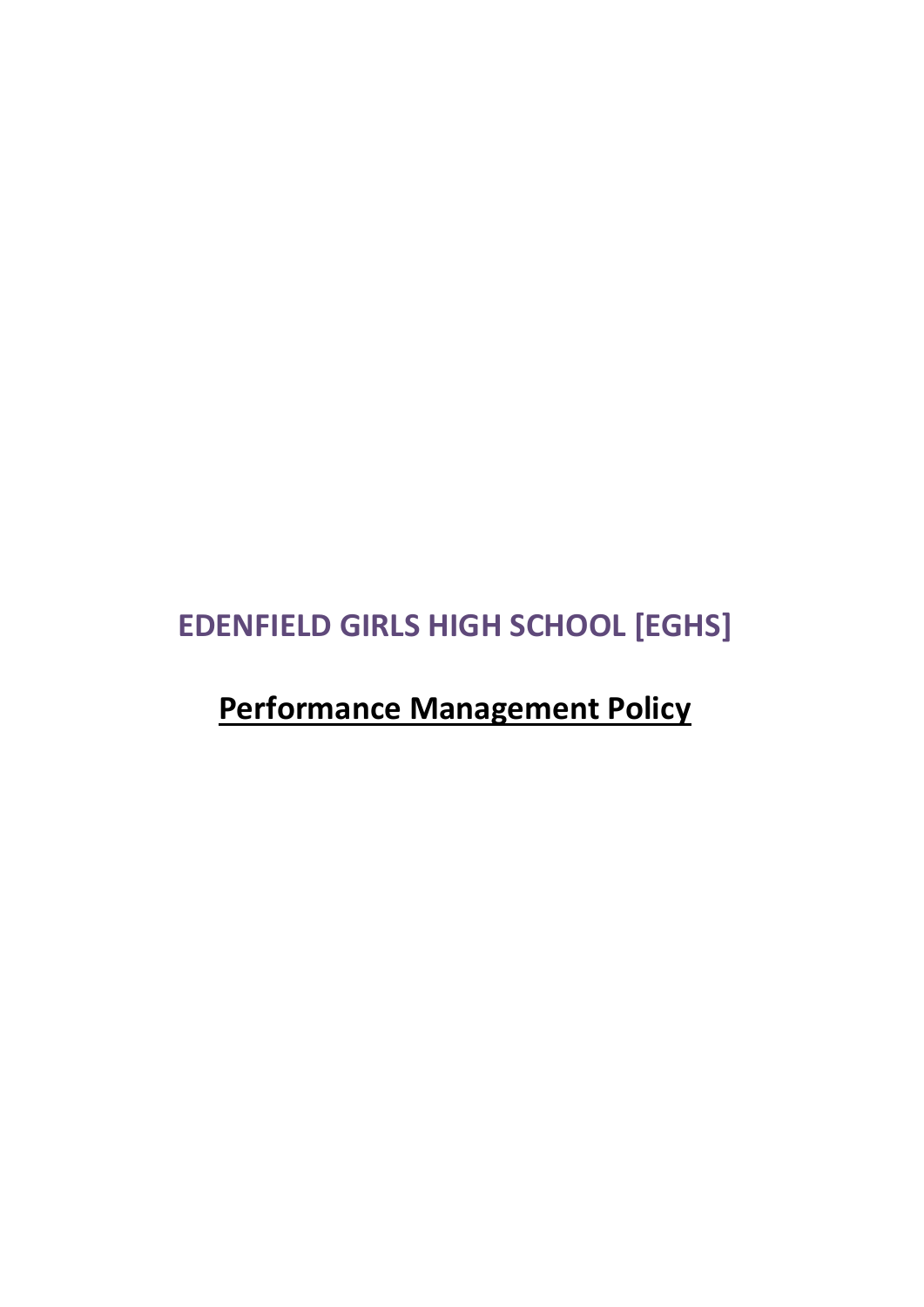# EDENFIELD GIRLS HIGH SCHOOL [EGHS]

## Performance Management Policy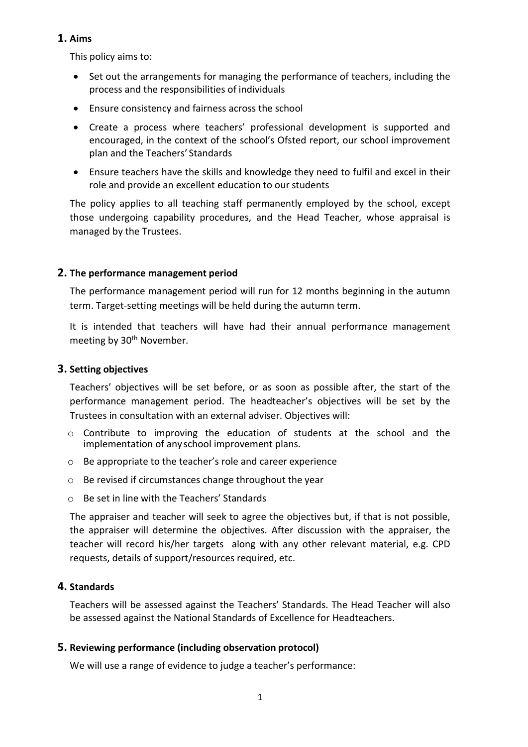## 1. Aims

This policy aims to:

- Set out the arrangements for managing the performance of teachers, including the process and the responsibilities of individuals
- Ensure consistency and fairness across the school
- Create a process where teachers' professional development is supported and encouraged, in the context of the school's Ofsted report, our school improvement plan and the Teachers' Standards
- Ensure teachers have the skills and knowledge they need to fulfil and excel in their role and provide an excellent education to our students

The policy applies to all teaching staff permanently employed by the school, except those undergoing capability procedures, and the Head Teacher, whose appraisal is managed by the Trustees.

## 2. The performance management period

The performance management period will run for 12 months beginning in the autumn term. Target-setting meetings will be held during the autumn term.

It is intended that teachers will have had their annual performance management meeting by 30th November.

## 3. Setting objectives

Teachers' objectives will be set before, or as soon as possible after, the start of the performance management period. The headteacher's objectives will be set by the Trustees in consultation with an external adviser. Objectives will:

- Contribute to improving the education of students at the school and the implementation of any school improvement plans.
- Be appropriate to the teacher's role and career experience
- Be revised if circumstances change throughout the year
- Be set in line with the Teachers' Standards

The appraiser and teacher will seek to agree the objectives but, if that is not possible, the appraiser will determine the objectives. After discussion with the appraiser, the teacher will record his/her targets along with any other relevant material, e.g. CPD requests, details of support/resources required, etc.

## 4. Standards

Teachers will be assessed against the Teachers' Standards. The Head Teacher will also be assessed against the National Standards of Excellence for Headteachers.

## 5. Reviewing performance (including observation protocol)

We will use a range of evidence to judge a teacher's performance: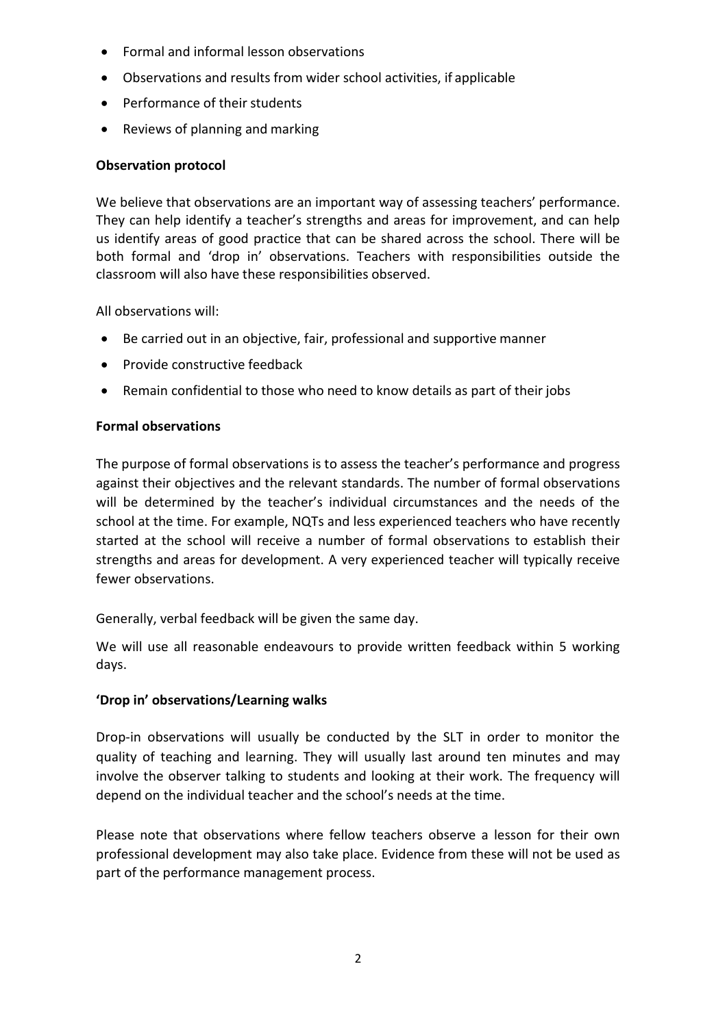- Formal and informal lesson observations
- Observations and results from wider school activities, if applicable
- Performance of their students
- Reviews of planning and marking

**Observation protocol**

We believe that observations are an important way of assessing teachers' performance. They can help identify a teacher's strengths and areas for improvement, and can help us identify areas of good practice that can be shared across the school. There will be both formal and 'drop in' observations. Teachers with responsibilities outside the classroom will also have these responsibilities observed.

All observations will:

- Be carried out in an objective, fair, professional and supportive manner
- Provide constructive feedback
- Remain confidential to those who need to know details as part of their jobs

**Formal observations**

The purpose of formal observations is to assess the teacher's performance and progress against their objectives and the relevant standards. The number of formal observations will be determined by the teacher's individual circumstances and the needs of the school at the time. For example, NQTs and less experienced teachers who have recently started at the school will receive a number of formal observations to establish their strengths and areas for development. A very experienced teacher will typically receive fewer observations.

Generally, verbal feedback will be given the same day.

We will use all reasonable endeavours to provide written feedback within 5 working days.

**'Drop in' observations/Learning walks**

Drop-in observations will usually be conducted by the SLT in order to monitor the quality of teaching and learning. They will usually last around ten minutes and may involve the observer talking to students and looking at their work. The frequency will depend on the individual teacher and the school's needs at the time.

Please note that observations where fellow teachers observe a lesson for their own professional development may also take place. Evidence from these will not be used as part of the performance management process.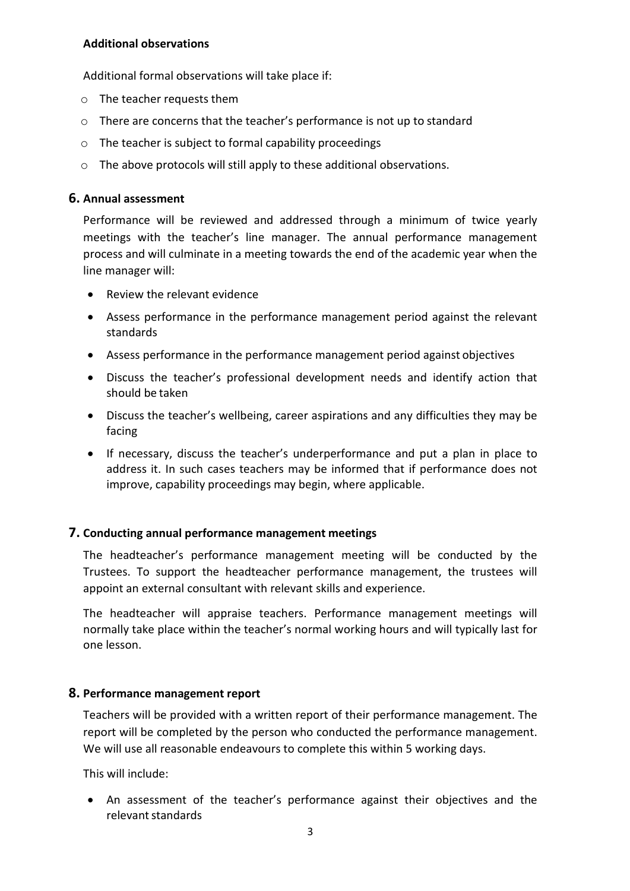**Additional observations**

Additional formal observations will take place if:

- The teacher requests them
- There are concerns that the teacher's performance is not up to standard
- The teacher is subject to formal capability proceedings
- The above protocols will still apply to these additional observations.

## 6. Annual assessment

Performance will be reviewed and addressed through a minimum of twice yearly meetings with the teacher's line manager. The annual performance management process and will culminate in a meeting towards the end of the academic year when the line manager will:

- Review the relevant evidence
- Assess performance in the performance management period against the relevant standards
- Assess performance in the performance management period against objectives
- Discuss the teacher's professional development needs and identify action that should be taken
- Discuss the teacher's wellbeing, career aspirations and any difficulties they may be facing
- If necessary, discuss the teacher's underperformance and put a plan in place to address it. In such cases teachers may be informed that if performance does not improve, capability proceedings may begin, where applicable.

## 7. Conducting annual performance management meetings

The headteacher's performance management meeting will be conducted by the Trustees. To support the headteacher performance management, the trustees will appoint an external consultant with relevant skills and experience.

The headteacher will appraise teachers. Performance management meetings will normally take place within the teacher's normal working hours and will typically last for one lesson.

## 8. Performance management report

Teachers will be provided with a written report of their performance management. The report will be completed by the person who conducted the performance management. We will use all reasonable endeavours to complete this within 5 working days.

This will include:

- An assessment of the teacher's performance against their objectives and the relevant standards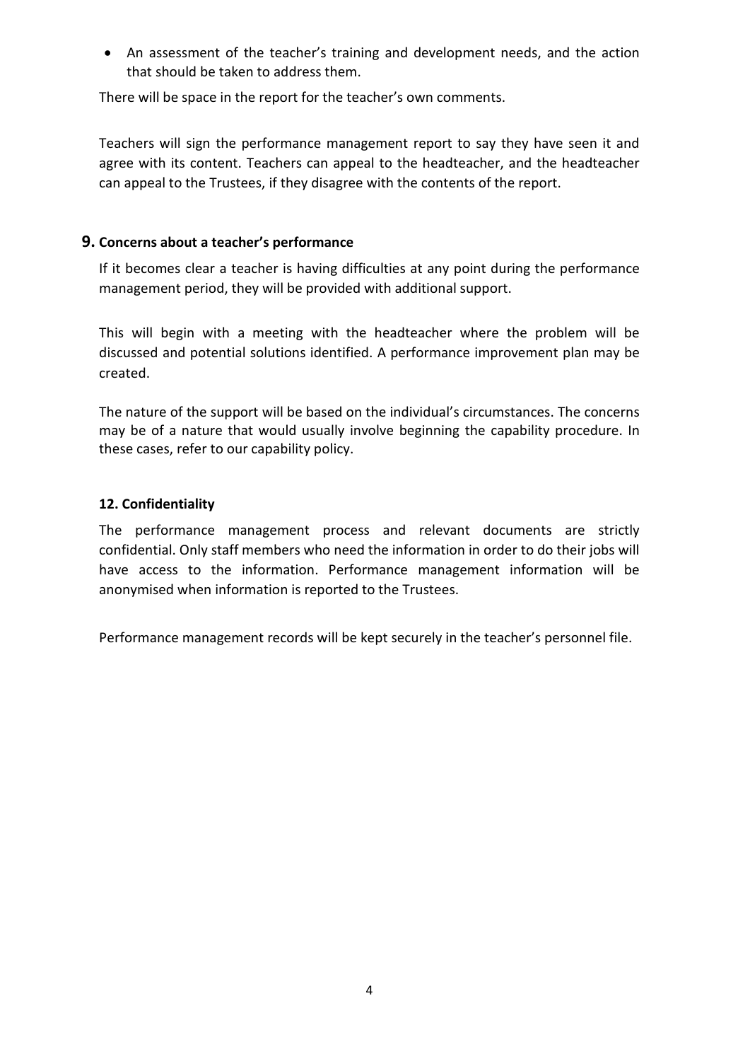- An assessment of the teacher's training and development needs, and the action that should be taken to address them.

There will be space in the report for the teacher's own comments.

Teachers will sign the performance management report to say they have seen it and agree with its content. Teachers can appeal to the headteacher, and the headteacher can appeal to the Trustees, if they disagree with the contents of the report.

## 9. Concerns about a teacher's performance

If it becomes clear a teacher is having difficulties at any point during the performance management period, they will be provided with additional support.

This will begin with a meeting with the headteacher where the problem will be discussed and potential solutions identified. A performance improvement plan may be created.

The nature of the support will be based on the individual's circumstances. The concerns may be of a nature that would usually involve beginning the capability procedure. In these cases, refer to our capability policy.

## 12. Confidentiality

The performance management process and relevant documents are strictly confidential. Only staff members who need the information in order to do their jobs will have access to the information. Performance management information will be anonymised when information is reported to the Trustees.

Performance management records will be kept securely in the teacher's personnel file.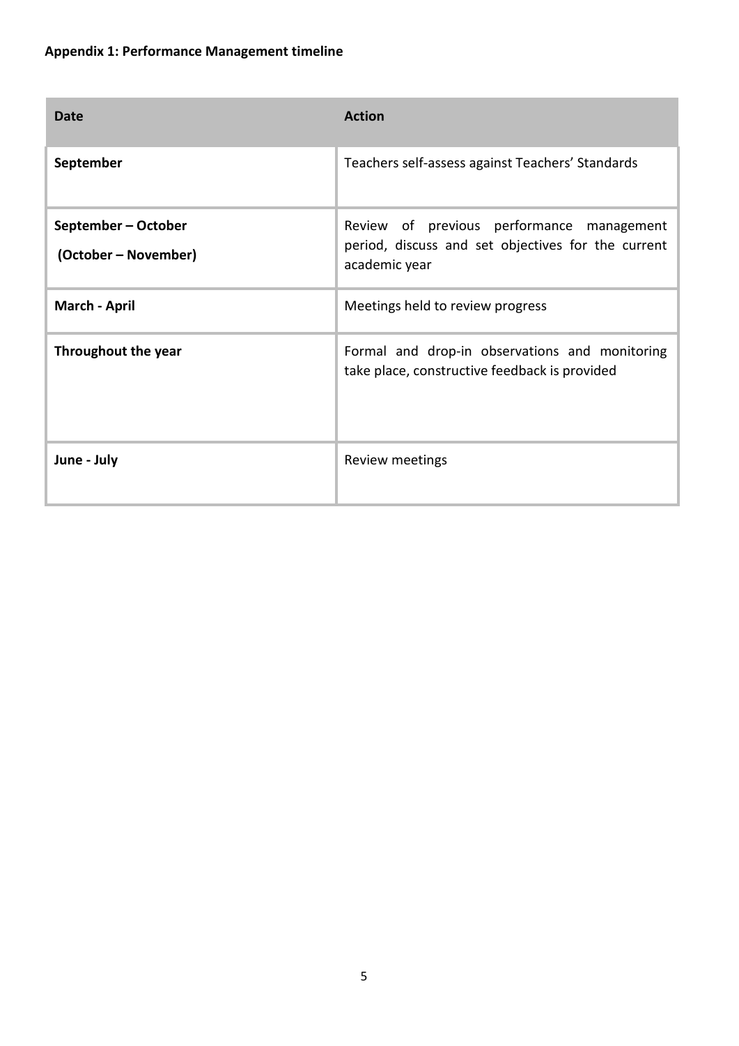**Appendix 1: Performance Management timeline**

| Date | Action |
|---|---|
| **September** | Teachers self-assess against Teachers' Standards |
| **September – October**<br>**(October – November)** | Review of previous performance management period, discuss and set objectives for the current academic year |
| **March - April** | Meetings held to review progress |
| **Throughout the year** | Formal and drop-in observations and monitoring take place, constructive feedback is provided |
| **June - July** | Review meetings |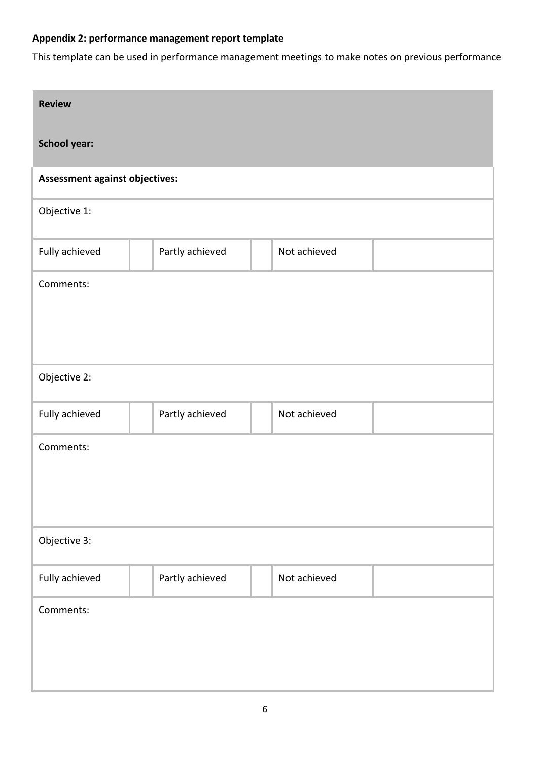**Appendix 2: performance management report template**

This template can be used in performance management meetings to make notes on previous performance

| **Review** | | | | | |
|---|---|---|---|---|---|
| **School year:** | | | | | |
| **Assessment against objectives:** | | | | | |
| Objective 1: | | | | | |
| Fully achieved | | Partly achieved | | Not achieved | |
| Comments: | | | | | |
| Objective 2: | | | | | |
| Fully achieved | | Partly achieved | | Not achieved | |
| Comments: | | | | | |
| Objective 3: | | | | | |
| Fully achieved | | Partly achieved | | Not achieved | |
| Comments: | | | | | |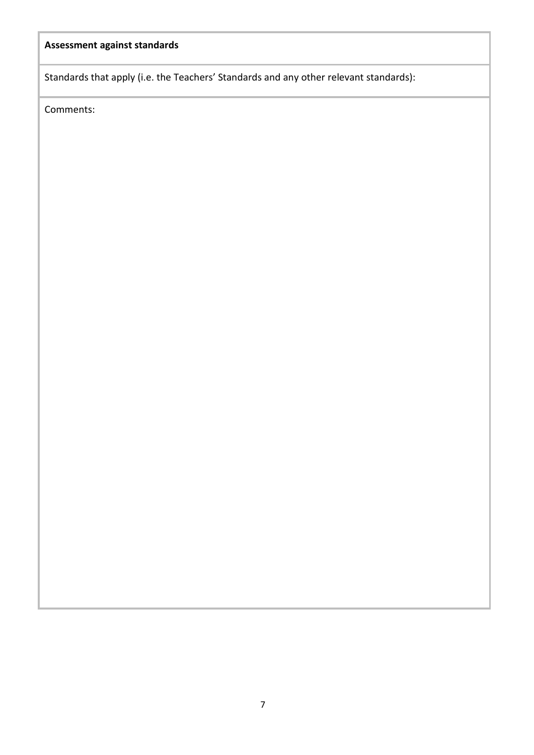| **Assessment against standards** |
| --- |
| Standards that apply (i.e. the Teachers' Standards and any other relevant standards): |
| Comments: |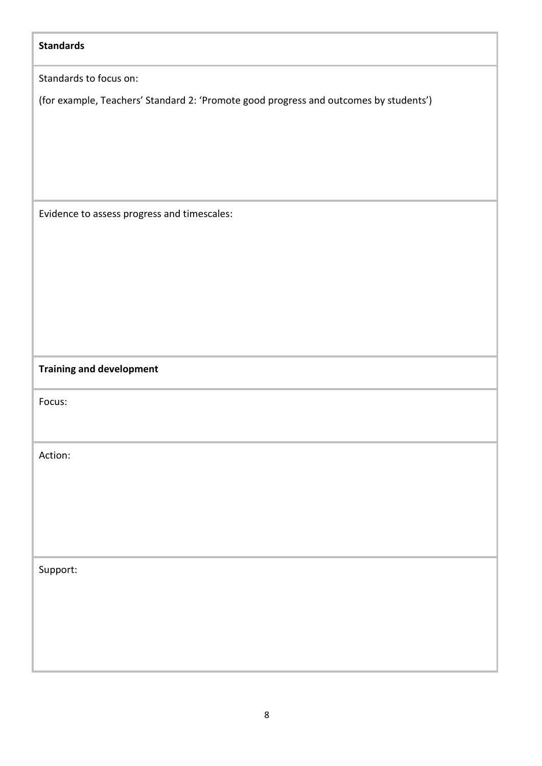| **Standards** |
| --- |
| Standards to focus on:<br><br>(for example, Teachers' Standard 2: 'Promote good progress and outcomes by students') |
| Evidence to assess progress and timescales: |
| **Training and development** |
| Focus: |
| Action: |
| Support: |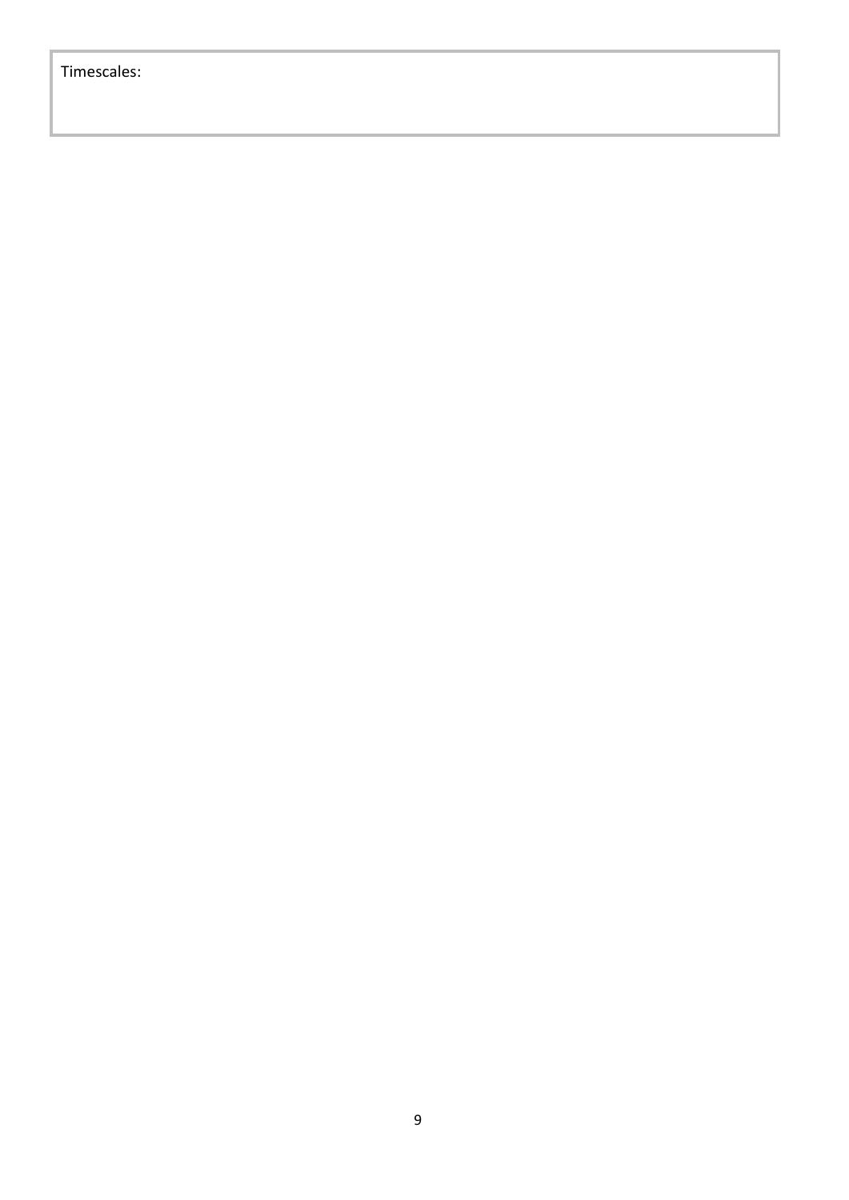| Timescales: |
|---|
| |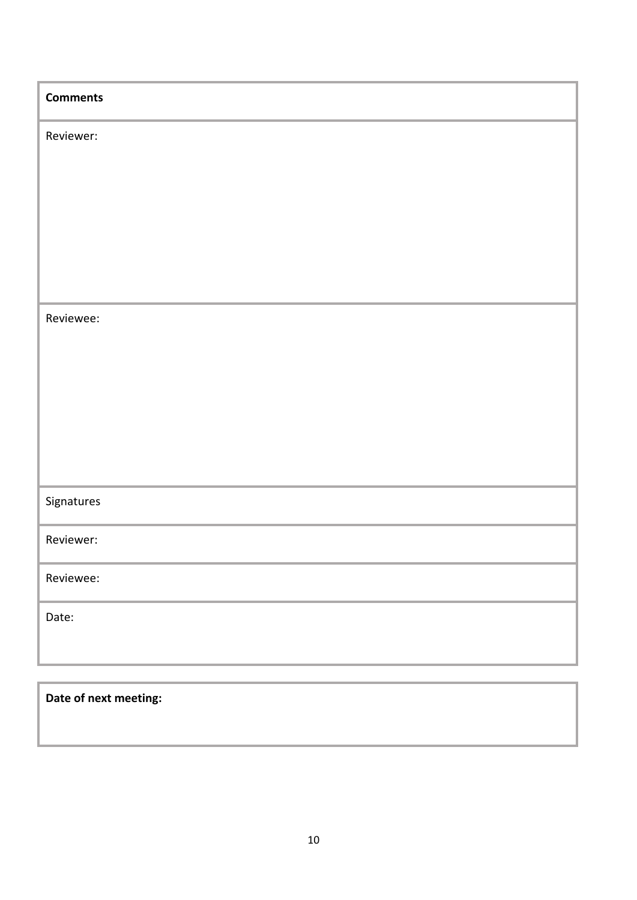| **Comments** |
| --- |
| Reviewer: |
| Reviewee: |
| Signatures |
| Reviewer: |
| Reviewee: |
| Date: |

| **Date of next meeting:** |
| --- |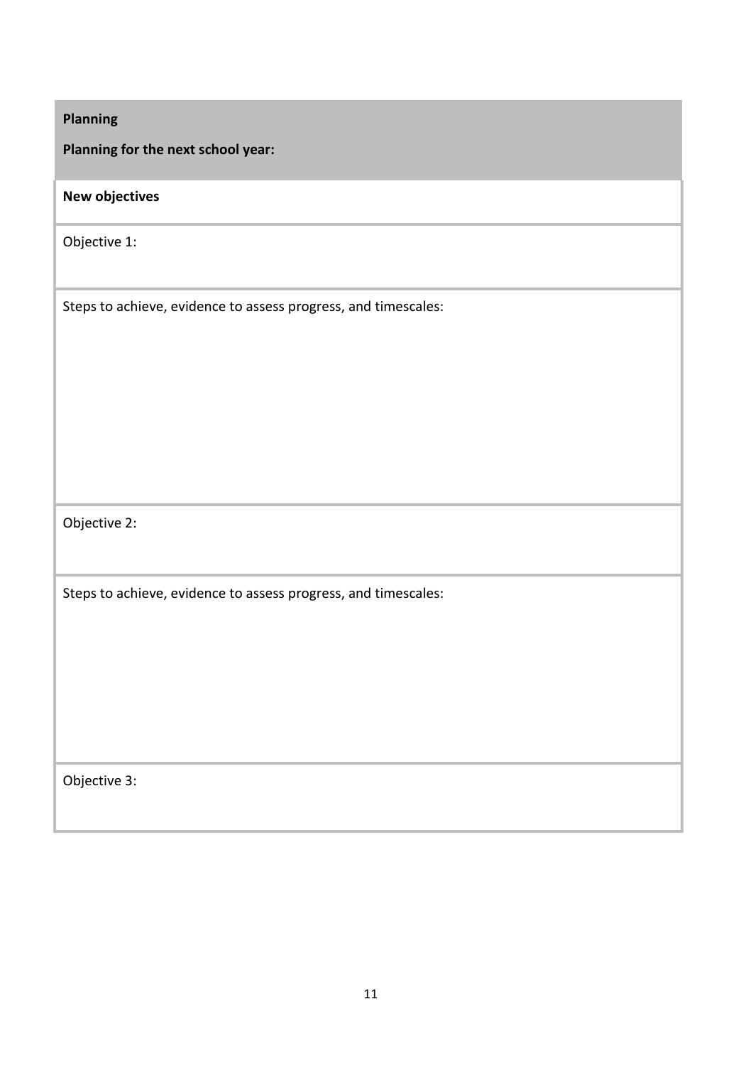| **Planning**<br><br>**Planning for the next school year:** |
|---|
| **New objectives** |
| Objective 1: |
| Steps to achieve, evidence to assess progress, and timescales: |
| Objective 2: |
| Steps to achieve, evidence to assess progress, and timescales: |
| Objective 3: |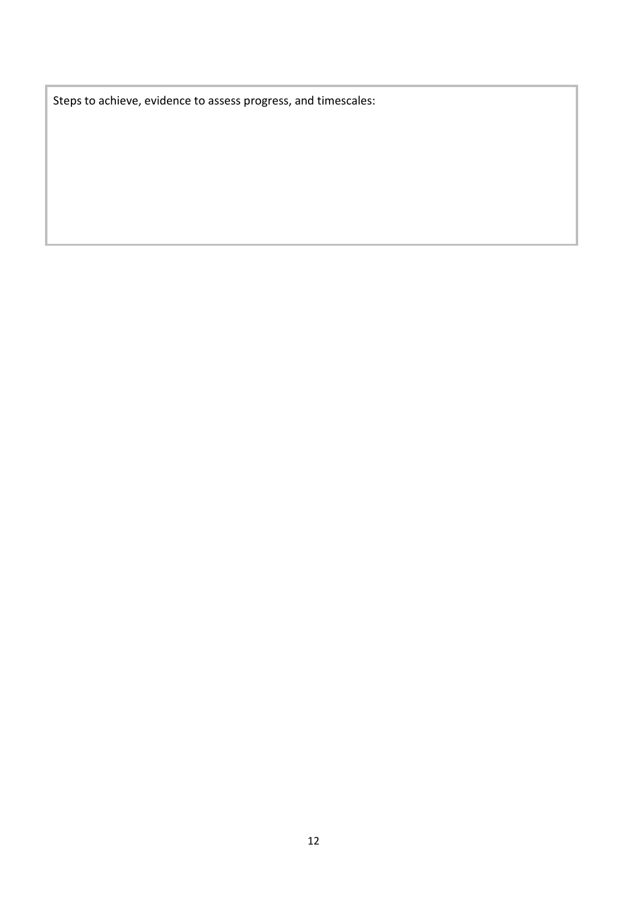| |
| --- |
| Steps to achieve, evidence to assess progress, and timescales: |